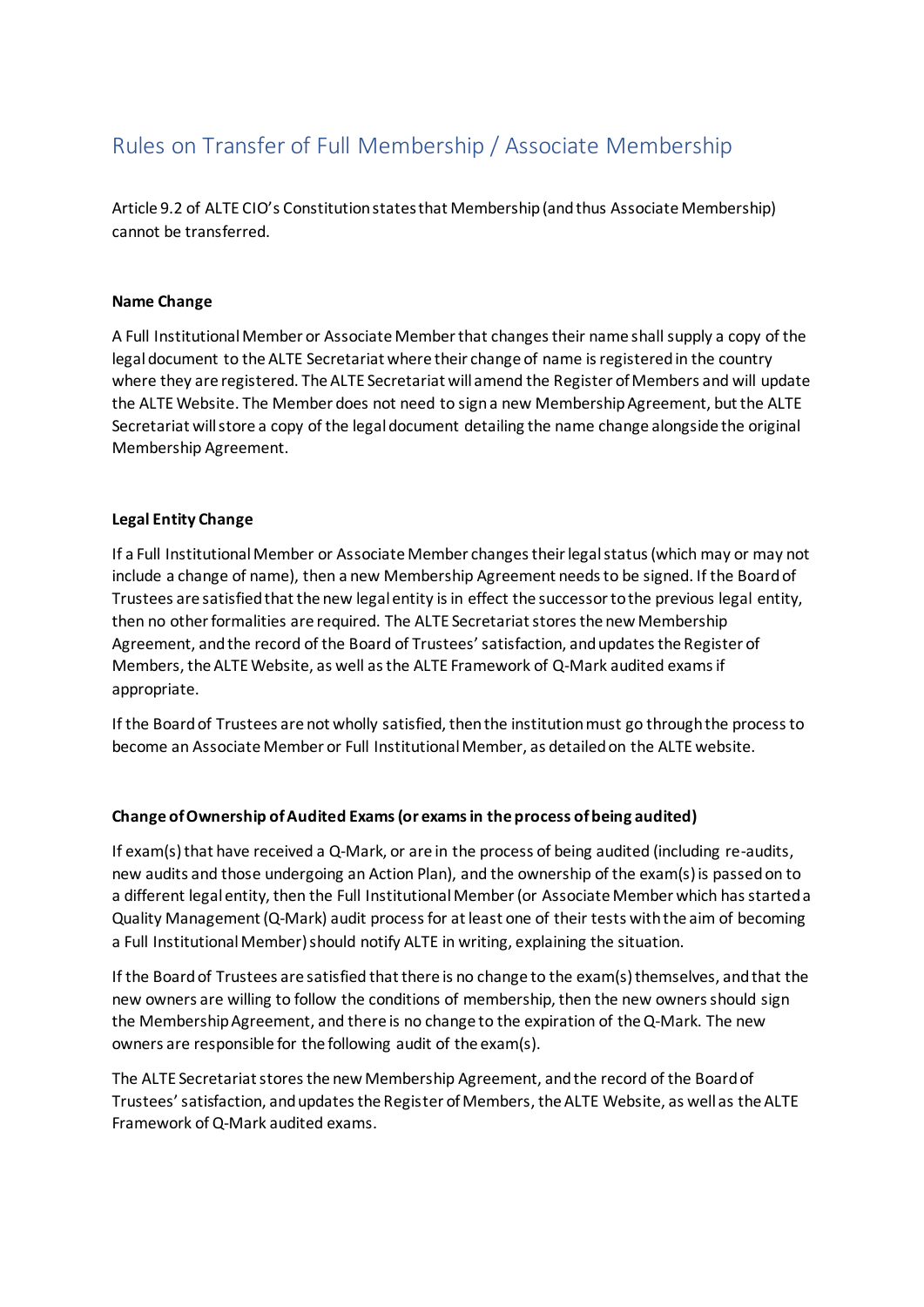# Rules on Transfer of Full Membership / Associate Membership

Article 9.2 of ALTE CIO's Constitution states that Membership (and thus Associate Membership) cannot be transferred.

### Name Change

A Full Institutional Member or Associate Member that changes their name shall supply a copy of the legal document to the ALTE Secretariat where their change of name is registered in the country where they are registered. The ALTE Secretariat will amend the Register of Members and will update the ALTE Website. The Member does not need to sign a new Membership Agreement, but the ALTE Secretariat will store a copy of the legal document detailing the name change alongside the original Membership Agreement.

### Legal Entity Change

If a Full Institutional Member or Associate Member changes their legal status (which may or may not include a change of name), then a new Membership Agreement needs to be signed. If the Board of Trustees are satisfied that the new legal entity is in effect the successor to the previous legal entity, then no other formalities are required. The ALTE Secretariat stores the new Membership Agreement, and the record of the Board of Trustees' satisfaction, and updates the Register of Members, the ALTE Website, as well as the ALTE Framework of Q-Mark audited exams if appropriate.

If the Board of Trustees are not wholly satisfied, then the institution must go through the process to become an Associate Member or Full Institutional Member, as detailed on the ALTE website.

### Change of Ownership of Audited Exams (or exams in the process of being audited)

If exam(s) that have received a Q-Mark, or are in the process of being audited (including re-audits, new audits and those undergoing an Action Plan), and the ownership of the exam(s) is passed on to a different legal entity, then the Full Institutional Member (or Associate Member which has started a Quality Management (Q-Mark) audit process for at least one of their tests with the aim of becoming a Full Institutional Member) should notify ALTE in writing, explaining the situation.

If the Board of Trustees are satisfied that there is no change to the exam(s) themselves, and that the new owners are willing to follow the conditions of membership, then the new owners should sign the Membership Agreement, and there is no change to the expiration of the Q-Mark. The new owners are responsible for the following audit of the exam(s).

The ALTE Secretariat stores the new Membership Agreement, and the record of the Board of Trustees' satisfaction, and updates the Register of Members, the ALTE Website, as well as the ALTE Framework of Q-Mark audited exams.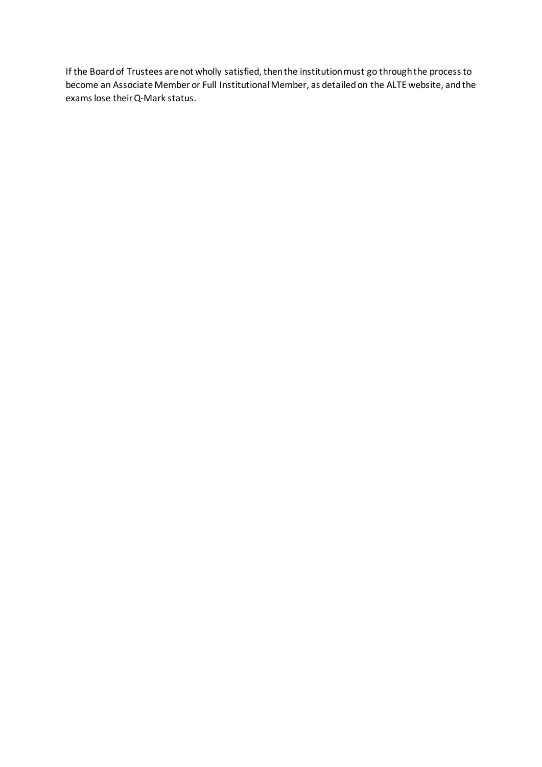If the Board of Trustees are not wholly satisfied, then the institution must go through the process to become an Associate Member or Full Institutional Member, as detailed on the ALTE website, and the exams lose their Q-Mark status.